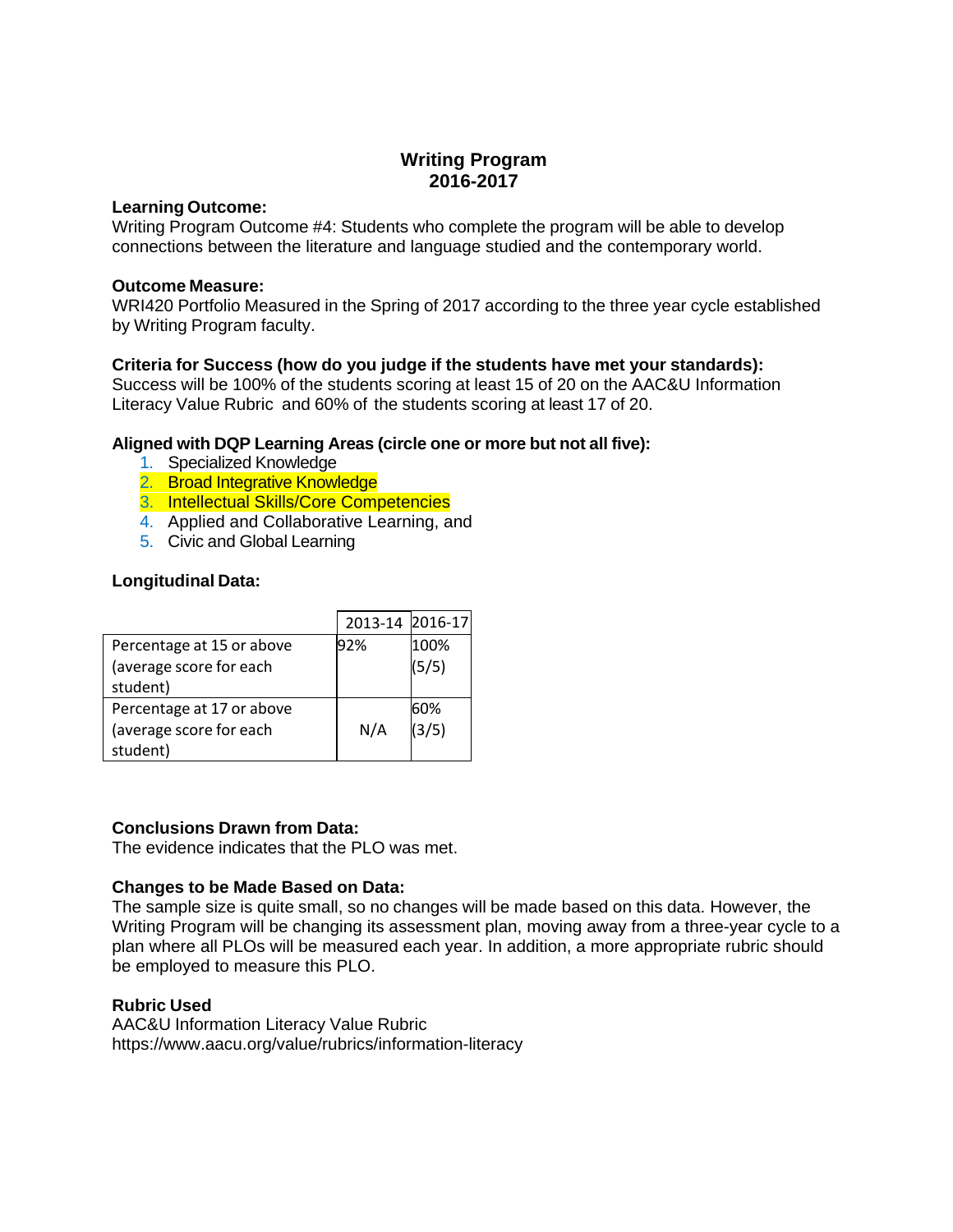# Writing Program
# 2016-2017

**Learning Outcome:**
Writing Program Outcome #4: Students who complete the program will be able to develop connections between the literature and language studied and the contemporary world.

**Outcome Measure:**
WRI420 Portfolio Measured in the Spring of 2017 according to the three year cycle established by Writing Program faculty.

**Criteria for Success (how do you judge if the students have met your standards):**
Success will be 100% of the students scoring at least 15 of 20 on the AAC&U Information Literacy Value Rubric and 60% of the students scoring at least 17 of 20.

**Aligned with DQP Learning Areas (circle one or more but not all five):**

1. Specialized Knowledge
2. Broad Integrative Knowledge
3. Intellectual Skills/Core Competencies
4. Applied and Collaborative Learning, and
5. Civic and Global Learning

**Longitudinal Data:**

| | 2013-14 | 2016-17 |
|---|---|---|
| Percentage at 15 or above (average score for each student) | 92% | 100% (5/5) |
| Percentage at 17 or above (average score for each student) | N/A | 60% (3/5) |

**Conclusions Drawn from Data:**
The evidence indicates that the PLO was met.

**Changes to be Made Based on Data:**
The sample size is quite small, so no changes will be made based on this data. However, the Writing Program will be changing its assessment plan, moving away from a three-year cycle to a plan where all PLOs will be measured each year. In addition, a more appropriate rubric should be employed to measure this PLO.

**Rubric Used**
AAC&U Information Literacy Value Rubric
https://www.aacu.org/value/rubrics/information-literacy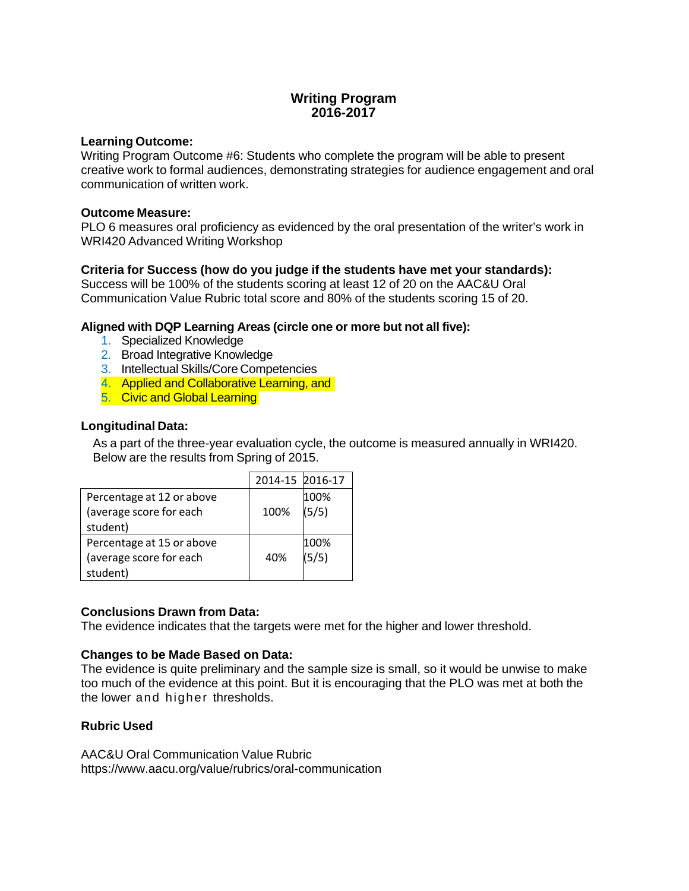# Writing Program
## 2016-2017

**Learning Outcome:**
Writing Program Outcome #6: Students who complete the program will be able to present creative work to formal audiences, demonstrating strategies for audience engagement and oral communication of written work.

**Outcome Measure:**
PLO 6 measures oral proficiency as evidenced by the oral presentation of the writer's work in WRI420 Advanced Writing Workshop

**Criteria for Success (how do you judge if the students have met your standards):**
Success will be 100% of the students scoring at least 12 of 20 on the AAC&U Oral Communication Value Rubric total score and 80% of the students scoring 15 of 20.

**Aligned with DQP Learning Areas (circle one or more but not all five):**

1. Specialized Knowledge
2. Broad Integrative Knowledge
3. Intellectual Skills/Core Competencies
4. Applied and Collaborative Learning, and
5. Civic and Global Learning

**Longitudinal Data:**

As a part of the three-year evaluation cycle, the outcome is measured annually in WRI420. Below are the results from Spring of 2015.

| | 2014-15 | 2016-17 |
|---|---|---|
| Percentage at 12 or above (average score for each student) | 100% | 100% (5/5) |
| Percentage at 15 or above (average score for each student) | 40% | 100% (5/5) |

**Conclusions Drawn from Data:**
The evidence indicates that the targets were met for the higher and lower threshold.

**Changes to be Made Based on Data:**
The evidence is quite preliminary and the sample size is small, so it would be unwise to make too much of the evidence at this point. But it is encouraging that the PLO was met at both the the lower and higher thresholds.

**Rubric Used**

AAC&U Oral Communication Value Rubric
https://www.aacu.org/value/rubrics/oral-communication